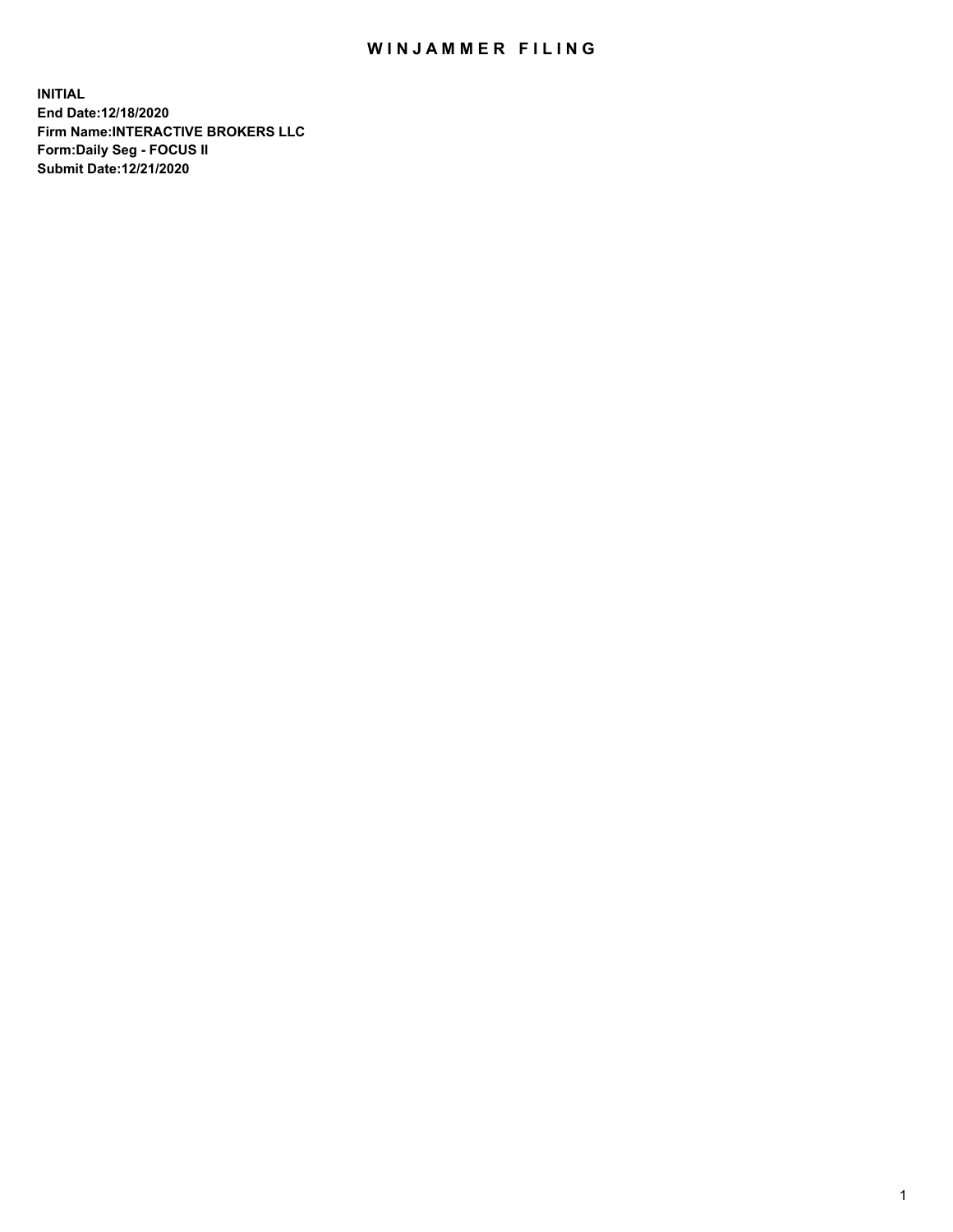# WINJAMMER FILING

**INITIAL**
**End Date:12/18/2020**
**Firm Name:INTERACTIVE BROKERS LLC**
**Form:Daily Seg - FOCUS II**
**Submit Date:12/21/2020**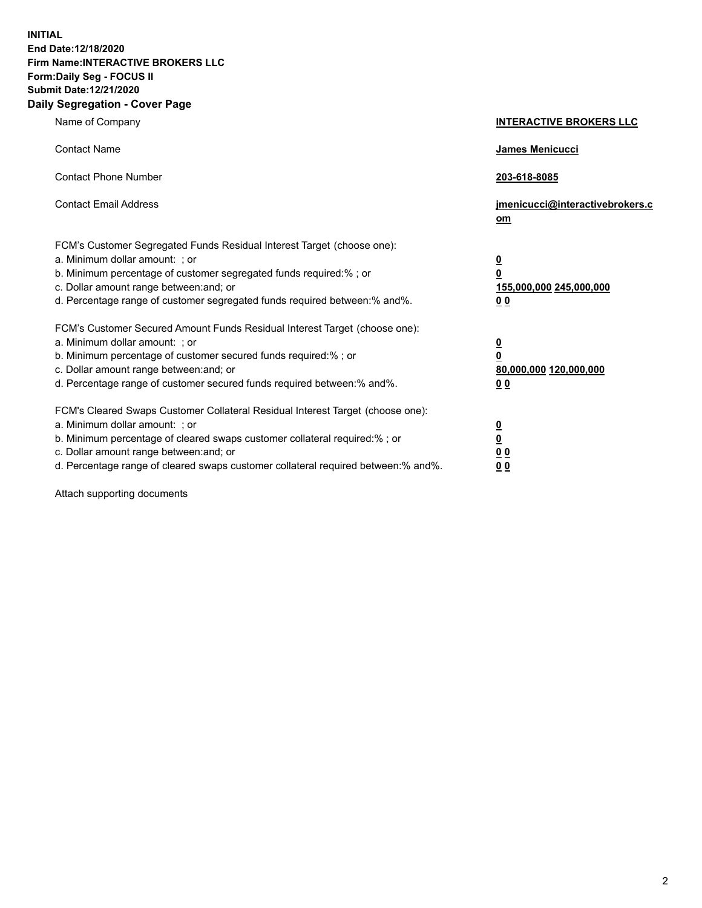**INITIAL**
**End Date:12/18/2020**
**Firm Name:INTERACTIVE BROKERS LLC**
**Form:Daily Seg - FOCUS II**
**Submit Date:12/21/2020**

## Daily Segregation - Cover Page

| | |
|---|---|
| Name of Company | **INTERACTIVE BROKERS LLC** |
| Contact Name | **James Menicucci** |
| Contact Phone Number | **203-618-8085** |
| Contact Email Address | **jmenicucci@interactivebrokers.com** |
| FCM's Customer Segregated Funds Residual Interest Target (choose one): | |
| a. Minimum dollar amount: ; or | **0** |
| b. Minimum percentage of customer segregated funds required:% ; or | **0** |
| c. Dollar amount range between:and; or | **155,000,000 245,000,000** |
| d. Percentage range of customer segregated funds required between:% and%. | **0 0** |
| FCM's Customer Secured Amount Funds Residual Interest Target (choose one): | |
| a. Minimum dollar amount: ; or | **0** |
| b. Minimum percentage of customer secured funds required:% ; or | **0** |
| c. Dollar amount range between:and; or | **80,000,000 120,000,000** |
| d. Percentage range of customer secured funds required between:% and%. | **0 0** |
| FCM's Cleared Swaps Customer Collateral Residual Interest Target (choose one): | |
| a. Minimum dollar amount: ; or | **0** |
| b. Minimum percentage of cleared swaps customer collateral required:% ; or | **0** |
| c. Dollar amount range between:and; or | **0 0** |
| d. Percentage range of cleared swaps customer collateral required between:% and%. | **0 0** |

Attach supporting documents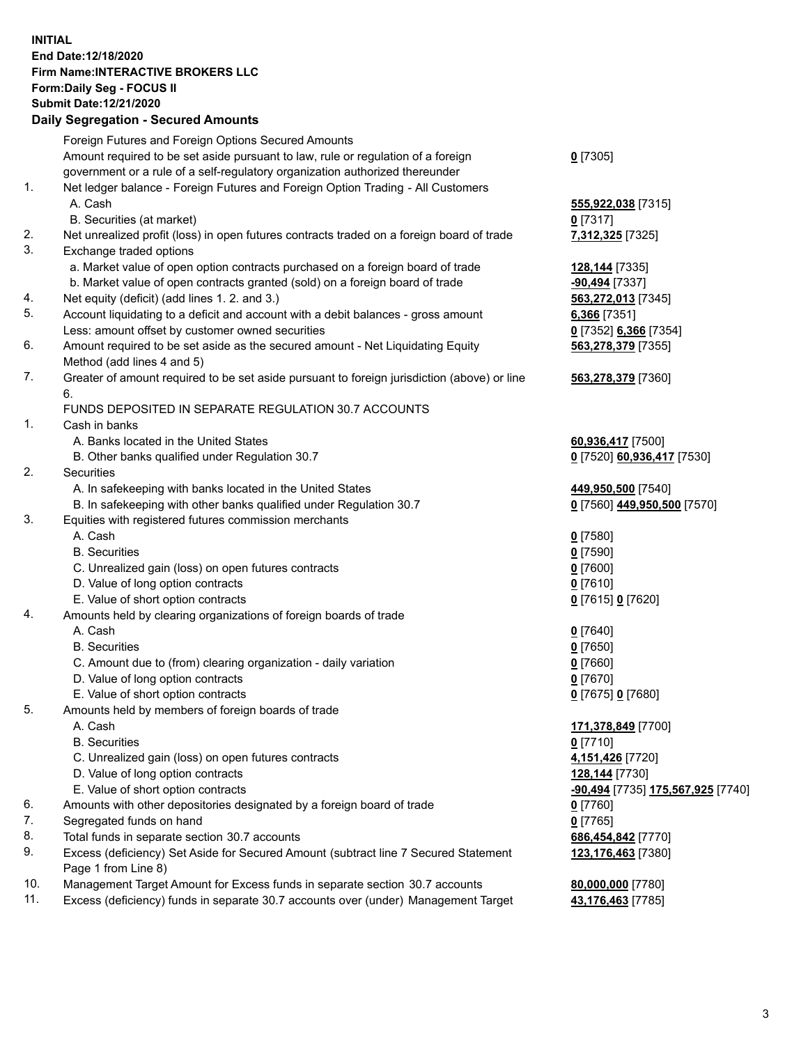**INITIAL**
**End Date:12/18/2020**
**Firm Name:INTERACTIVE BROKERS LLC**
**Form:Daily Seg - FOCUS II**
**Submit Date:12/21/2020**

**Daily Segregation - Secured Amounts**

| | | |
|---|---|---|
| | Foreign Futures and Foreign Options Secured Amounts | |
| | Amount required to be set aside pursuant to law, rule or regulation of a foreign government or a rule of a self-regulatory organization authorized thereunder | **0** [7305] |
| 1. | Net ledger balance - Foreign Futures and Foreign Option Trading - All Customers | |
| | A. Cash | **555,922,038** [7315] |
| | B. Securities (at market) | **0** [7317] |
| 2. | Net unrealized profit (loss) in open futures contracts traded on a foreign board of trade | **7,312,325** [7325] |
| 3. | Exchange traded options | |
| | a. Market value of open option contracts purchased on a foreign board of trade | **128,144** [7335] |
| | b. Market value of open contracts granted (sold) on a foreign board of trade | **-90,494** [7337] |
| 4. | Net equity (deficit) (add lines 1. 2. and 3.) | **563,272,013** [7345] |
| 5. | Account liquidating to a deficit and account with a debit balances - gross amount | **6,366** [7351] |
| | Less: amount offset by customer owned securities | **0** [7352] **6,366** [7354] |
| 6. | Amount required to be set aside as the secured amount - Net Liquidating Equity Method (add lines 4 and 5) | **563,278,379** [7355] |
| 7. | Greater of amount required to be set aside pursuant to foreign jurisdiction (above) or line 6. | **563,278,379** [7360] |
| | FUNDS DEPOSITED IN SEPARATE REGULATION 30.7 ACCOUNTS | |
| 1. | Cash in banks | |
| | A. Banks located in the United States | **60,936,417** [7500] |
| | B. Other banks qualified under Regulation 30.7 | **0** [7520] **60,936,417** [7530] |
| 2. | Securities | |
| | A. In safekeeping with banks located in the United States | **449,950,500** [7540] |
| | B. In safekeeping with other banks qualified under Regulation 30.7 | **0** [7560] **449,950,500** [7570] |
| 3. | Equities with registered futures commission merchants | |
| | A. Cash | **0** [7580] |
| | B. Securities | **0** [7590] |
| | C. Unrealized gain (loss) on open futures contracts | **0** [7600] |
| | D. Value of long option contracts | **0** [7610] |
| | E. Value of short option contracts | **0** [7615] **0** [7620] |
| 4. | Amounts held by clearing organizations of foreign boards of trade | |
| | A. Cash | **0** [7640] |
| | B. Securities | **0** [7650] |
| | C. Amount due to (from) clearing organization - daily variation | **0** [7660] |
| | D. Value of long option contracts | **0** [7670] |
| | E. Value of short option contracts | **0** [7675] **0** [7680] |
| 5. | Amounts held by members of foreign boards of trade | |
| | A. Cash | **171,378,849** [7700] |
| | B. Securities | **0** [7710] |
| | C. Unrealized gain (loss) on open futures contracts | **4,151,426** [7720] |
| | D. Value of long option contracts | **128,144** [7730] |
| | E. Value of short option contracts | **-90,494** [7735] **175,567,925** [7740] |
| 6. | Amounts with other depositories designated by a foreign board of trade | **0** [7760] |
| 7. | Segregated funds on hand | **0** [7765] |
| 8. | Total funds in separate section 30.7 accounts | **686,454,842** [7770] |
| 9. | Excess (deficiency) Set Aside for Secured Amount (subtract line 7 Secured Statement Page 1 from Line 8) | **123,176,463** [7380] |
| 10. | Management Target Amount for Excess funds in separate section 30.7 accounts | **80,000,000** [7780] |
| 11. | Excess (deficiency) funds in separate 30.7 accounts over (under) Management Target | **43,176,463** [7785] |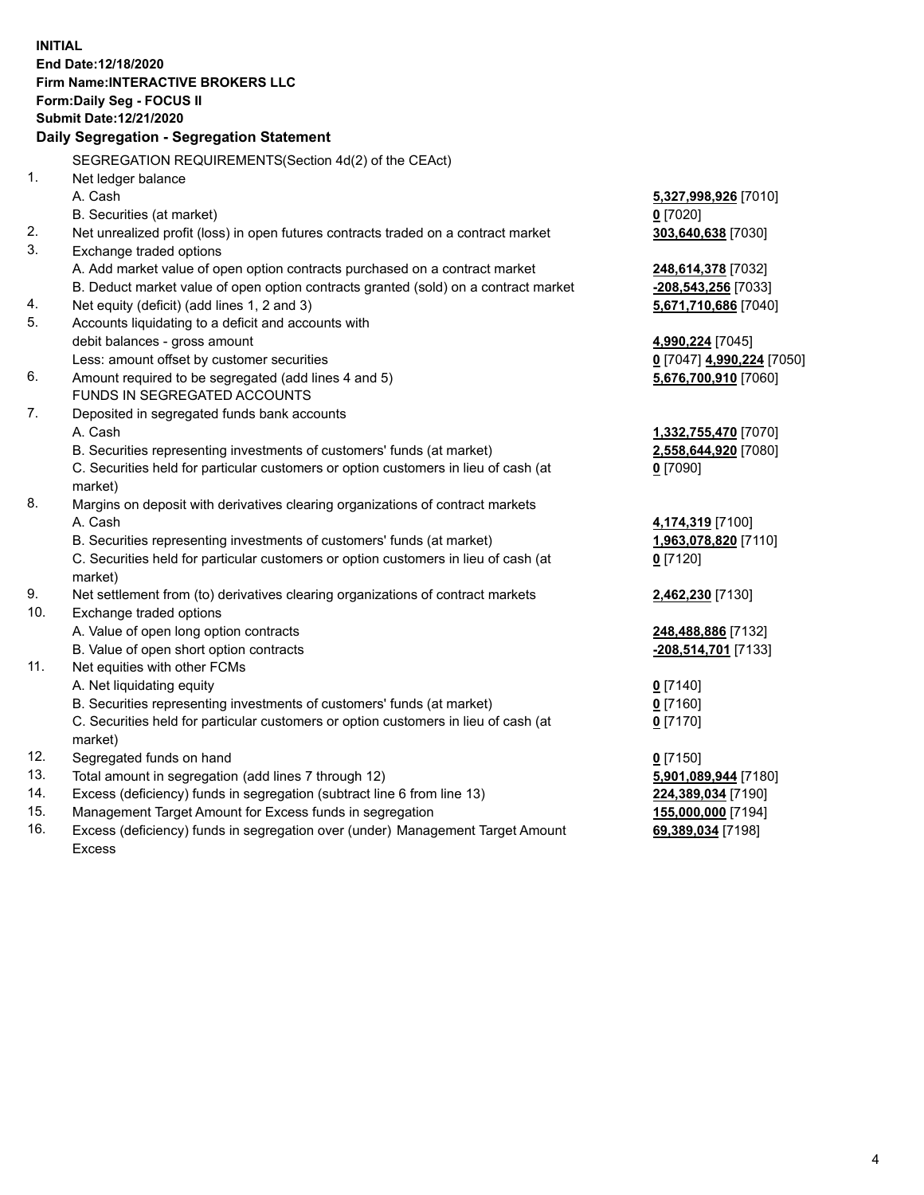**INITIAL**
**End Date:12/18/2020**
**Firm Name:INTERACTIVE BROKERS LLC**
**Form:Daily Seg - FOCUS II**
**Submit Date:12/21/2020**

## Daily Segregation - Segregation Statement

SEGREGATION REQUIREMENTS(Section 4d(2) of the CEAct)

| | | |
|---|---|---|
| 1. | Net ledger balance | |
| | A. Cash | **5,327,998,926** [7010] |
| | B. Securities (at market) | **0** [7020] |
| 2. | Net unrealized profit (loss) in open futures contracts traded on a contract market | **303,640,638** [7030] |
| 3. | Exchange traded options | |
| | A. Add market value of open option contracts purchased on a contract market | **248,614,378** [7032] |
| | B. Deduct market value of open option contracts granted (sold) on a contract market | **-208,543,256** [7033] |
| 4. | Net equity (deficit) (add lines 1, 2 and 3) | **5,671,710,686** [7040] |
| 5. | Accounts liquidating to a deficit and accounts with | |
| | debit balances - gross amount | **4,990,224** [7045] |
| | Less: amount offset by customer securities | **0** [7047] **4,990,224** [7050] |
| 6. | Amount required to be segregated (add lines 4 and 5) | **5,676,700,910** [7060] |
| | FUNDS IN SEGREGATED ACCOUNTS | |
| 7. | Deposited in segregated funds bank accounts | |
| | A. Cash | **1,332,755,470** [7070] |
| | B. Securities representing investments of customers' funds (at market) | **2,558,644,920** [7080] |
| | C. Securities held for particular customers or option customers in lieu of cash (at market) | **0** [7090] |
| 8. | Margins on deposit with derivatives clearing organizations of contract markets | |
| | A. Cash | **4,174,319** [7100] |
| | B. Securities representing investments of customers' funds (at market) | **1,963,078,820** [7110] |
| | C. Securities held for particular customers or option customers in lieu of cash (at market) | **0** [7120] |
| 9. | Net settlement from (to) derivatives clearing organizations of contract markets | **2,462,230** [7130] |
| 10. | Exchange traded options | |
| | A. Value of open long option contracts | **248,488,886** [7132] |
| | B. Value of open short option contracts | **-208,514,701** [7133] |
| 11. | Net equities with other FCMs | |
| | A. Net liquidating equity | **0** [7140] |
| | B. Securities representing investments of customers' funds (at market) | **0** [7160] |
| | C. Securities held for particular customers or option customers in lieu of cash (at market) | **0** [7170] |
| 12. | Segregated funds on hand | **0** [7150] |
| 13. | Total amount in segregation (add lines 7 through 12) | **5,901,089,944** [7180] |
| 14. | Excess (deficiency) funds in segregation (subtract line 6 from line 13) | **224,389,034** [7190] |
| 15. | Management Target Amount for Excess funds in segregation | **155,000,000** [7194] |
| 16. | Excess (deficiency) funds in segregation over (under) Management Target Amount Excess | **69,389,034** [7198] |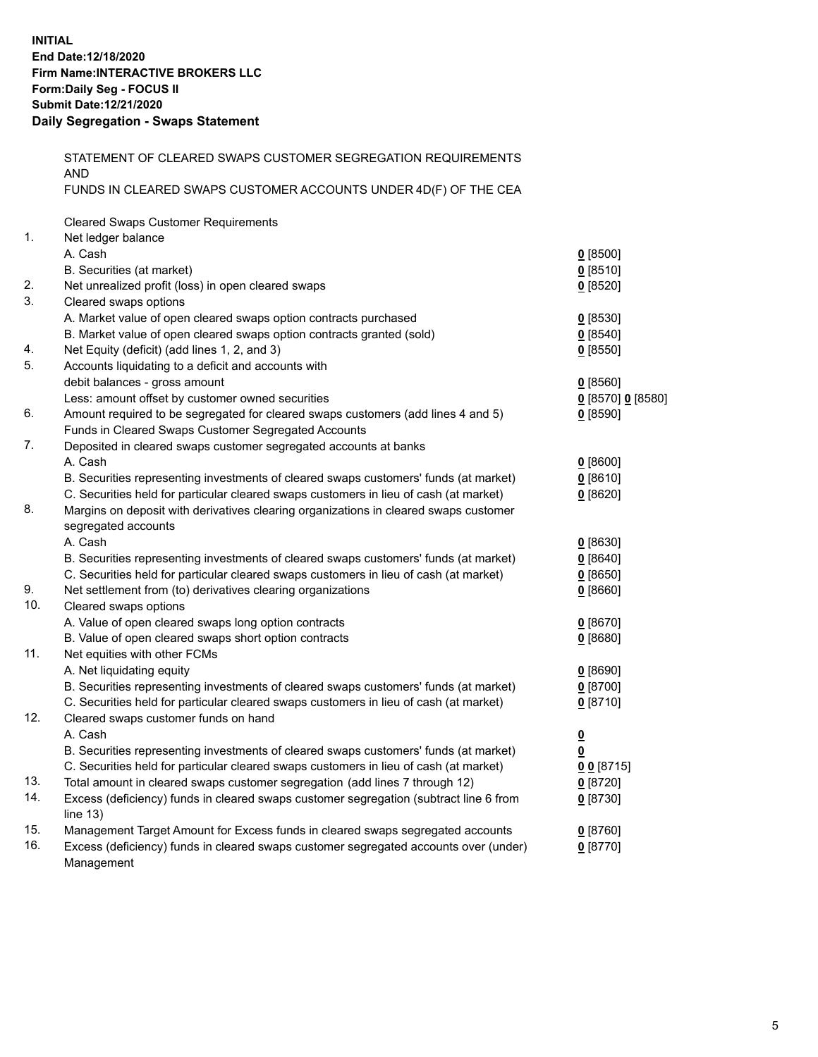**INITIAL**
**End Date:12/18/2020**
**Firm Name:INTERACTIVE BROKERS LLC**
**Form:Daily Seg - FOCUS II**
**Submit Date:12/21/2020**
**Daily Segregation - Swaps Statement**

STATEMENT OF CLEARED SWAPS CUSTOMER SEGREGATION REQUIREMENTS AND FUNDS IN CLEARED SWAPS CUSTOMER ACCOUNTS UNDER 4D(F) OF THE CEA

| | | |
|---|---|---|
| | Cleared Swaps Customer Requirements | |
| 1. | Net ledger balance | |
| | A. Cash | 0 [8500] |
| | B. Securities (at market) | 0 [8510] |
| 2. | Net unrealized profit (loss) in open cleared swaps | 0 [8520] |
| 3. | Cleared swaps options | |
| | A. Market value of open cleared swaps option contracts purchased | 0 [8530] |
| | B. Market value of open cleared swaps option contracts granted (sold) | 0 [8540] |
| 4. | Net Equity (deficit) (add lines 1, 2, and 3) | 0 [8550] |
| 5. | Accounts liquidating to a deficit and accounts with | |
| | debit balances - gross amount | 0 [8560] |
| | Less: amount offset by customer owned securities | 0 [8570] 0 [8580] |
| 6. | Amount required to be segregated for cleared swaps customers (add lines 4 and 5) | 0 [8590] |
| | Funds in Cleared Swaps Customer Segregated Accounts | |
| 7. | Deposited in cleared swaps customer segregated accounts at banks | |
| | A. Cash | 0 [8600] |
| | B. Securities representing investments of cleared swaps customers' funds (at market) | 0 [8610] |
| | C. Securities held for particular cleared swaps customers in lieu of cash (at market) | 0 [8620] |
| 8. | Margins on deposit with derivatives clearing organizations in cleared swaps customer segregated accounts | |
| | A. Cash | 0 [8630] |
| | B. Securities representing investments of cleared swaps customers' funds (at market) | 0 [8640] |
| | C. Securities held for particular cleared swaps customers in lieu of cash (at market) | 0 [8650] |
| 9. | Net settlement from (to) derivatives clearing organizations | 0 [8660] |
| 10. | Cleared swaps options | |
| | A. Value of open cleared swaps long option contracts | 0 [8670] |
| | B. Value of open cleared swaps short option contracts | 0 [8680] |
| 11. | Net equities with other FCMs | |
| | A. Net liquidating equity | 0 [8690] |
| | B. Securities representing investments of cleared swaps customers' funds (at market) | 0 [8700] |
| | C. Securities held for particular cleared swaps customers in lieu of cash (at market) | 0 [8710] |
| 12. | Cleared swaps customer funds on hand | |
| | A. Cash | 0 |
| | B. Securities representing investments of cleared swaps customers' funds (at market) | 0 |
| | C. Securities held for particular cleared swaps customers in lieu of cash (at market) | 0 0 [8715] |
| 13. | Total amount in cleared swaps customer segregation (add lines 7 through 12) | 0 [8720] |
| 14. | Excess (deficiency) funds in cleared swaps customer segregation (subtract line 6 from line 13) | 0 [8730] |
| 15. | Management Target Amount for Excess funds in cleared swaps segregated accounts | 0 [8760] |
| 16. | Excess (deficiency) funds in cleared swaps customer segregated accounts over (under) Management | 0 [8770] |